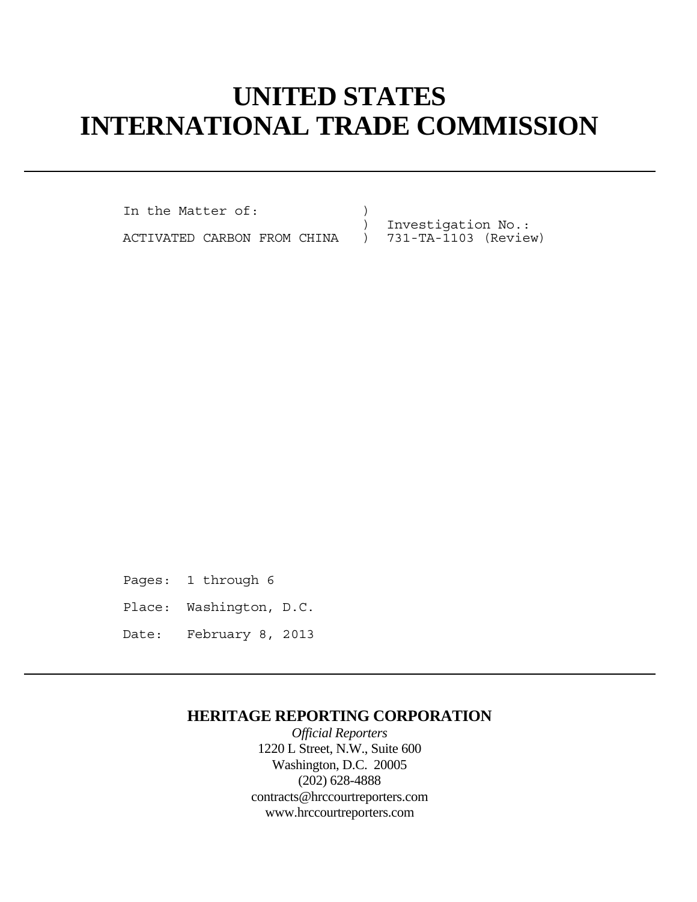# UNITED STATES
# INTERNATIONAL TRADE COMMISSION

```
In the Matter of:            )
                             )  Investigation No.:
ACTIVATED CARBON FROM CHINA  )  731-TA-1103 (Review)
```

Pages: 1 through 6

Place: Washington, D.C.

Date: February 8, 2013

**HERITAGE REPORTING CORPORATION**

*Official Reporters*

1220 L Street, N.W., Suite 600

Washington, D.C. 20005

(202) 628-4888

contracts@hrccourtreporters.com

www.hrccourtreporters.com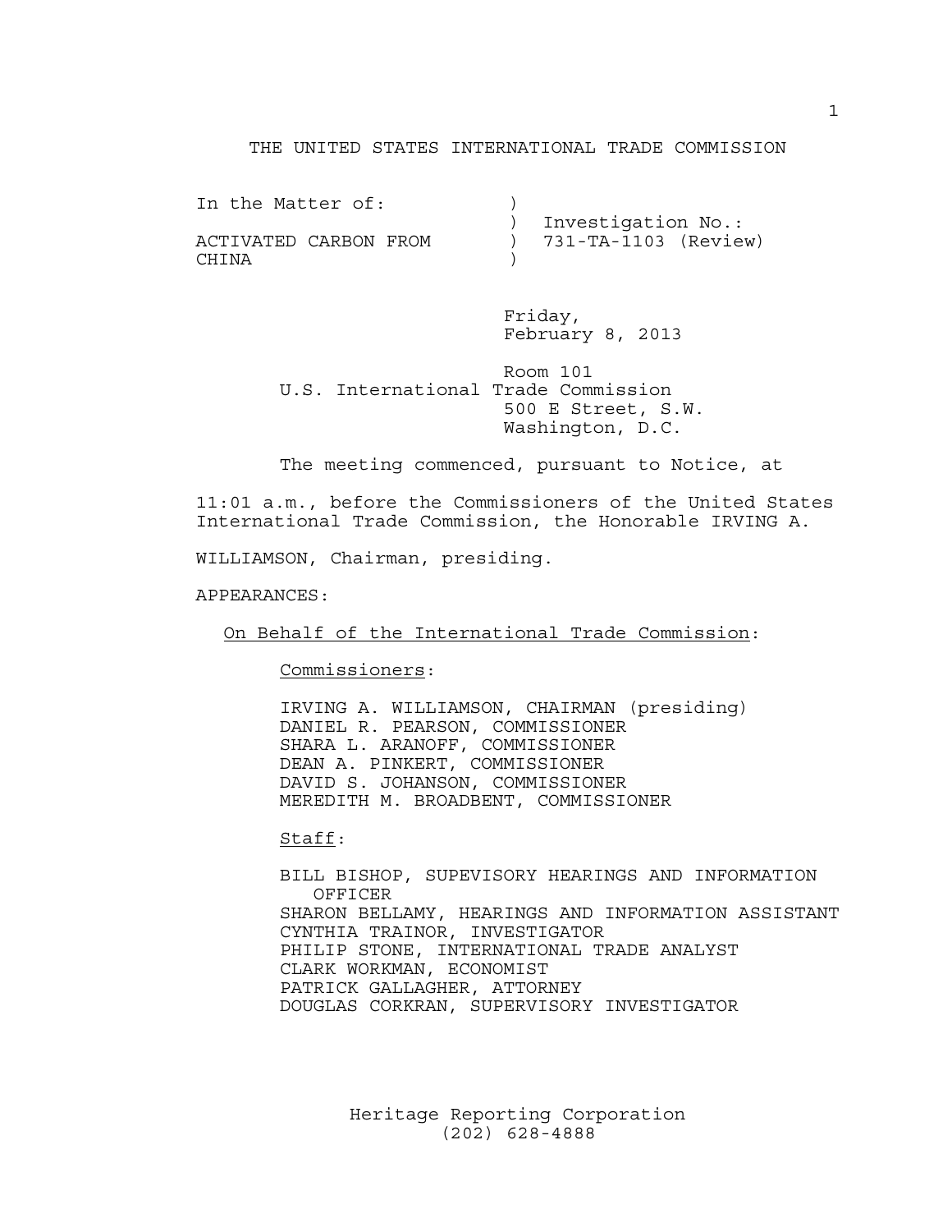THE UNITED STATES INTERNATIONAL TRADE COMMISSION

```
In the Matter of:           )
                            )  Investigation No.:
ACTIVATED CARBON FROM       )  731-TA-1103 (Review)
CHINA                       )
```

Friday,
February 8, 2013

Room 101
U.S. International Trade Commission
500 E Street, S.W.
Washington, D.C.

The meeting commenced, pursuant to Notice, at 11:01 a.m., before the Commissioners of the United States International Trade Commission, the Honorable IRVING A. WILLIAMSON, Chairman, presiding.

APPEARANCES:

<u>On Behalf of the International Trade Commission</u>:

<u>Commissioners</u>:

IRVING A. WILLIAMSON, CHAIRMAN (presiding)
DANIEL R. PEARSON, COMMISSIONER
SHARA L. ARANOFF, COMMISSIONER
DEAN A. PINKERT, COMMISSIONER
DAVID S. JOHANSON, COMMISSIONER
MEREDITH M. BROADBENT, COMMISSIONER

<u>Staff</u>:

BILL BISHOP, SUPEVISORY HEARINGS AND INFORMATION OFFICER
SHARON BELLAMY, HEARINGS AND INFORMATION ASSISTANT
CYNTHIA TRAINOR, INVESTIGATOR
PHILIP STONE, INTERNATIONAL TRADE ANALYST
CLARK WORKMAN, ECONOMIST
PATRICK GALLAGHER, ATTORNEY
DOUGLAS CORKRAN, SUPERVISORY INVESTIGATOR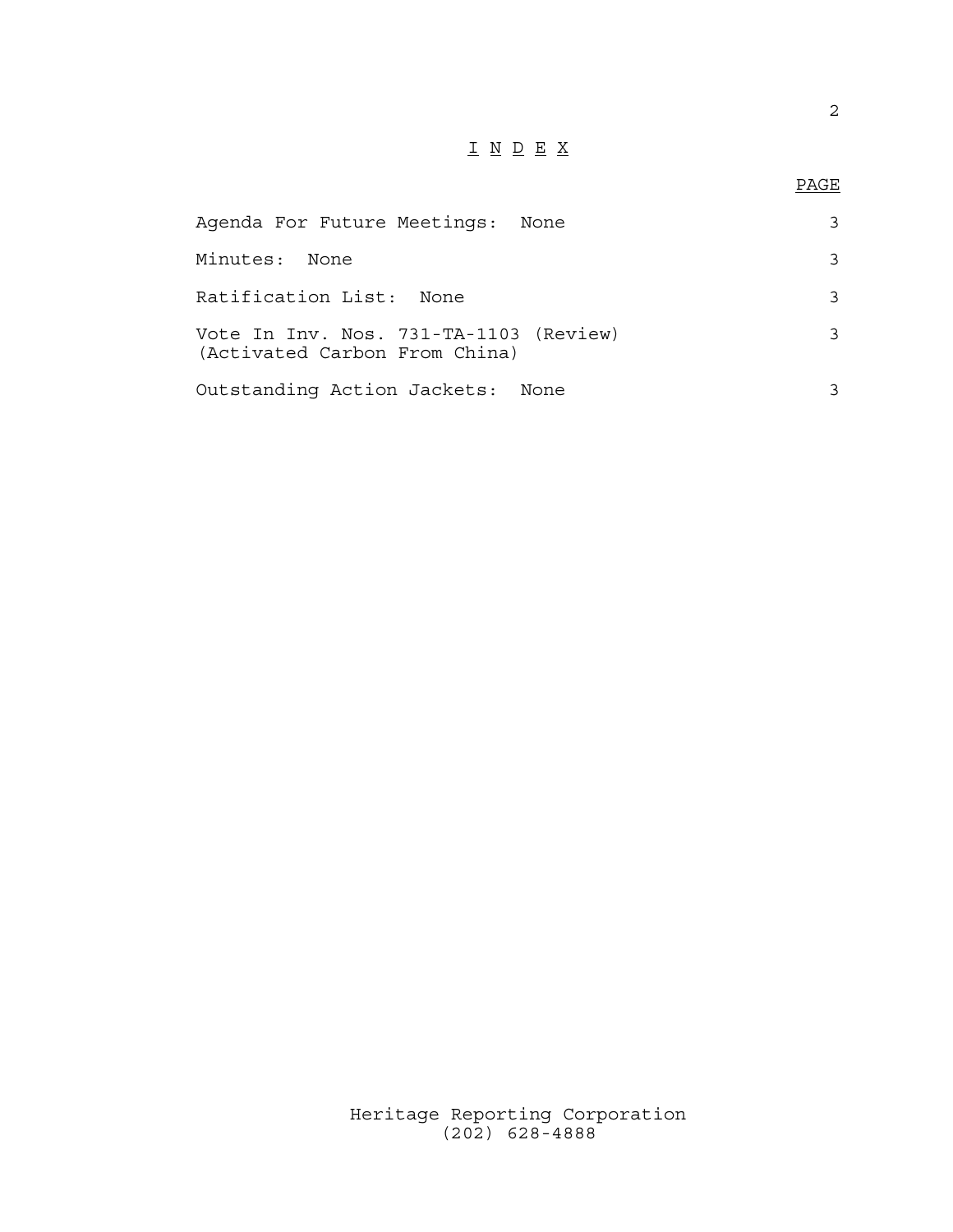# I N D E X

| | PAGE |
|---|---|
| Agenda For Future Meetings: None | 3 |
| Minutes: None | 3 |
| Ratification List: None | 3 |
| Vote In Inv. Nos. 731-TA-1103 (Review) (Activated Carbon From China) | 3 |
| Outstanding Action Jackets: None | 3 |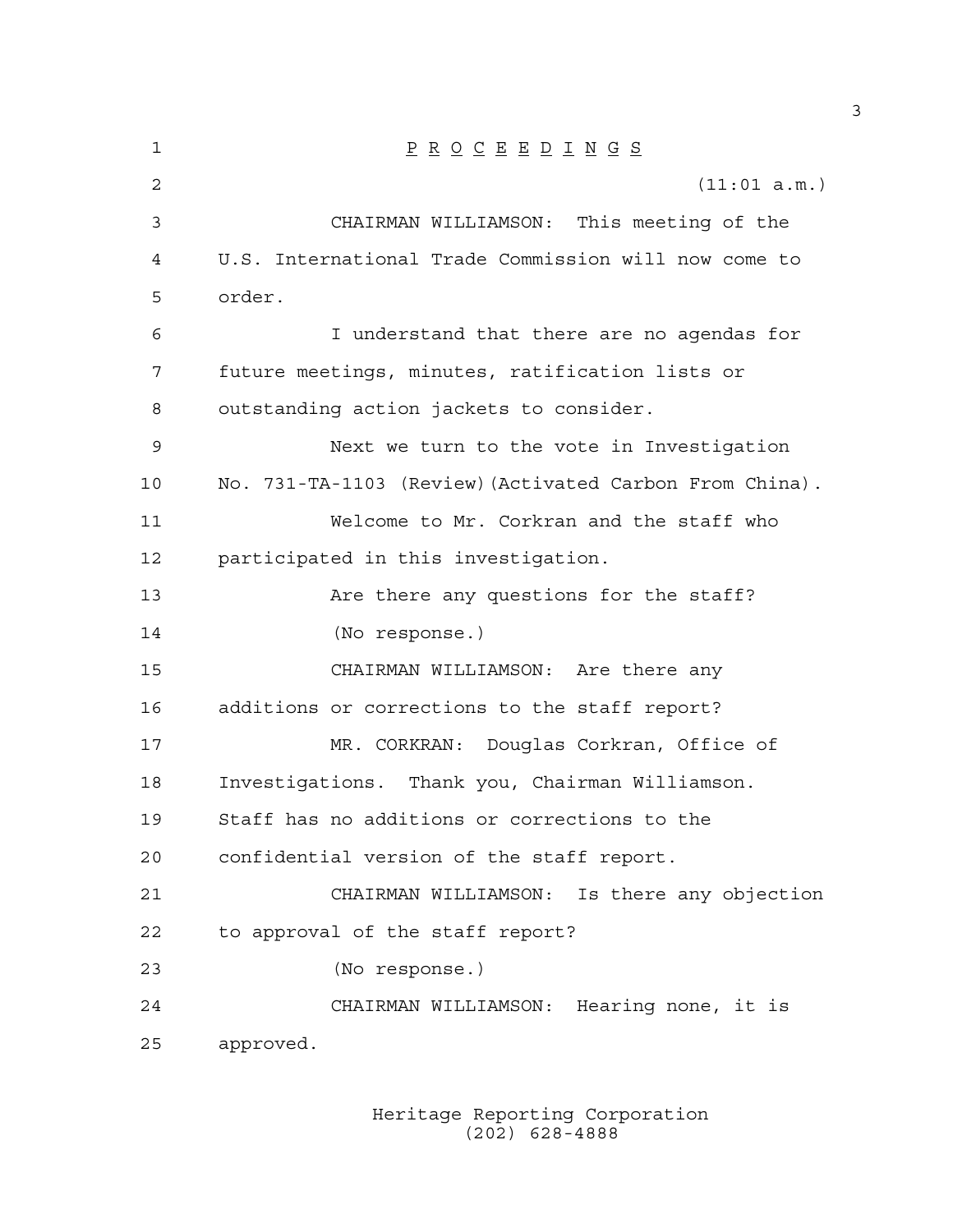PROCEEDINGS

(11:01 a.m.)

CHAIRMAN WILLIAMSON: This meeting of the U.S. International Trade Commission will now come to order.

I understand that there are no agendas for future meetings, minutes, ratification lists or outstanding action jackets to consider.

Next we turn to the vote in Investigation No. 731-TA-1103 (Review)(Activated Carbon From China).

Welcome to Mr. Corkran and the staff who participated in this investigation.

Are there any questions for the staff?

(No response.)

CHAIRMAN WILLIAMSON: Are there any additions or corrections to the staff report?

MR. CORKRAN: Douglas Corkran, Office of Investigations. Thank you, Chairman Williamson. Staff has no additions or corrections to the confidential version of the staff report.

CHAIRMAN WILLIAMSON: Is there any objection to approval of the staff report?

(No response.)

CHAIRMAN WILLIAMSON: Hearing none, it is approved.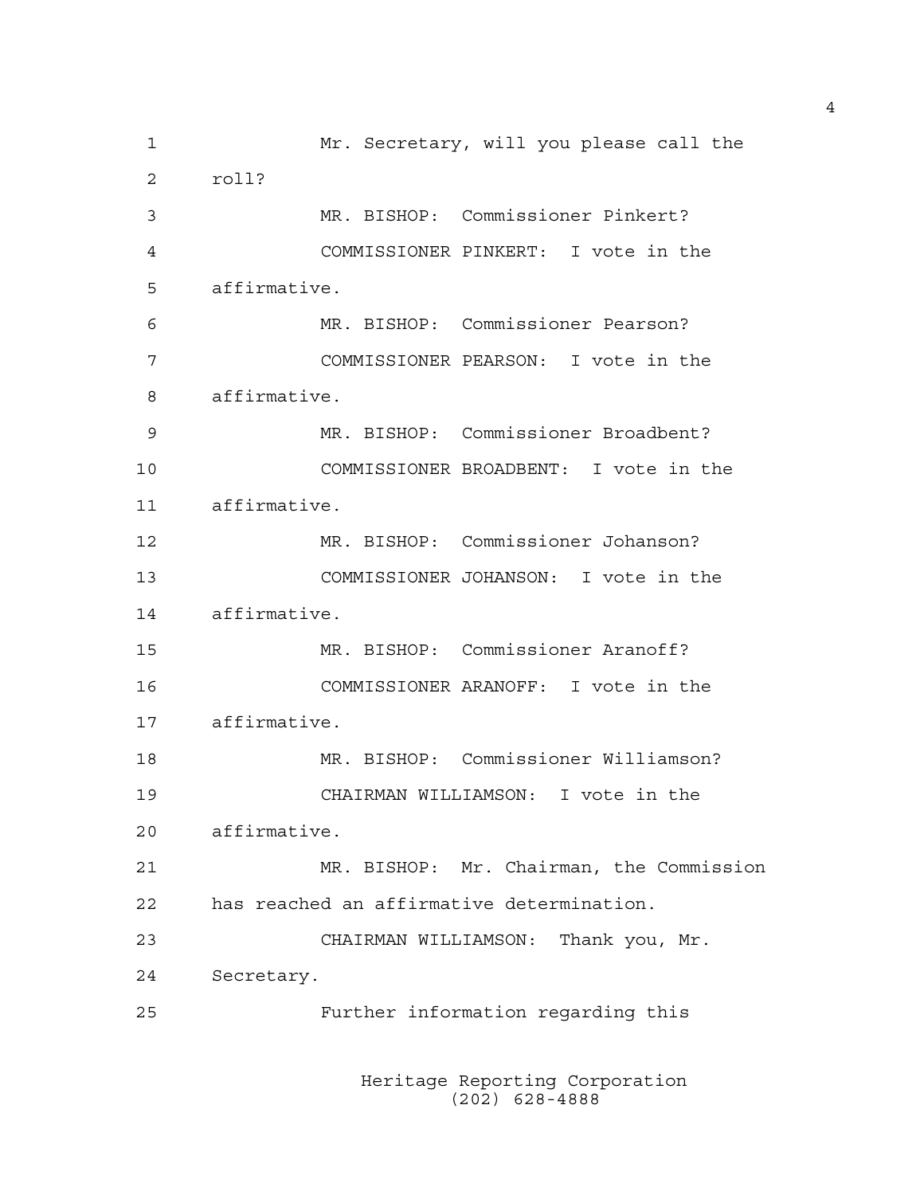Mr. Secretary, will you please call the roll?

MR. BISHOP: Commissioner Pinkert?

COMMISSIONER PINKERT: I vote in the affirmative.

MR. BISHOP: Commissioner Pearson?

COMMISSIONER PEARSON: I vote in the affirmative.

MR. BISHOP: Commissioner Broadbent?

COMMISSIONER BROADBENT: I vote in the affirmative.

MR. BISHOP: Commissioner Johanson?

COMMISSIONER JOHANSON: I vote in the affirmative.

MR. BISHOP: Commissioner Aranoff?

COMMISSIONER ARANOFF: I vote in the affirmative.

MR. BISHOP: Commissioner Williamson?

CHAIRMAN WILLIAMSON: I vote in the affirmative.

MR. BISHOP: Mr. Chairman, the Commission has reached an affirmative determination.

CHAIRMAN WILLIAMSON: Thank you, Mr. Secretary.

Further information regarding this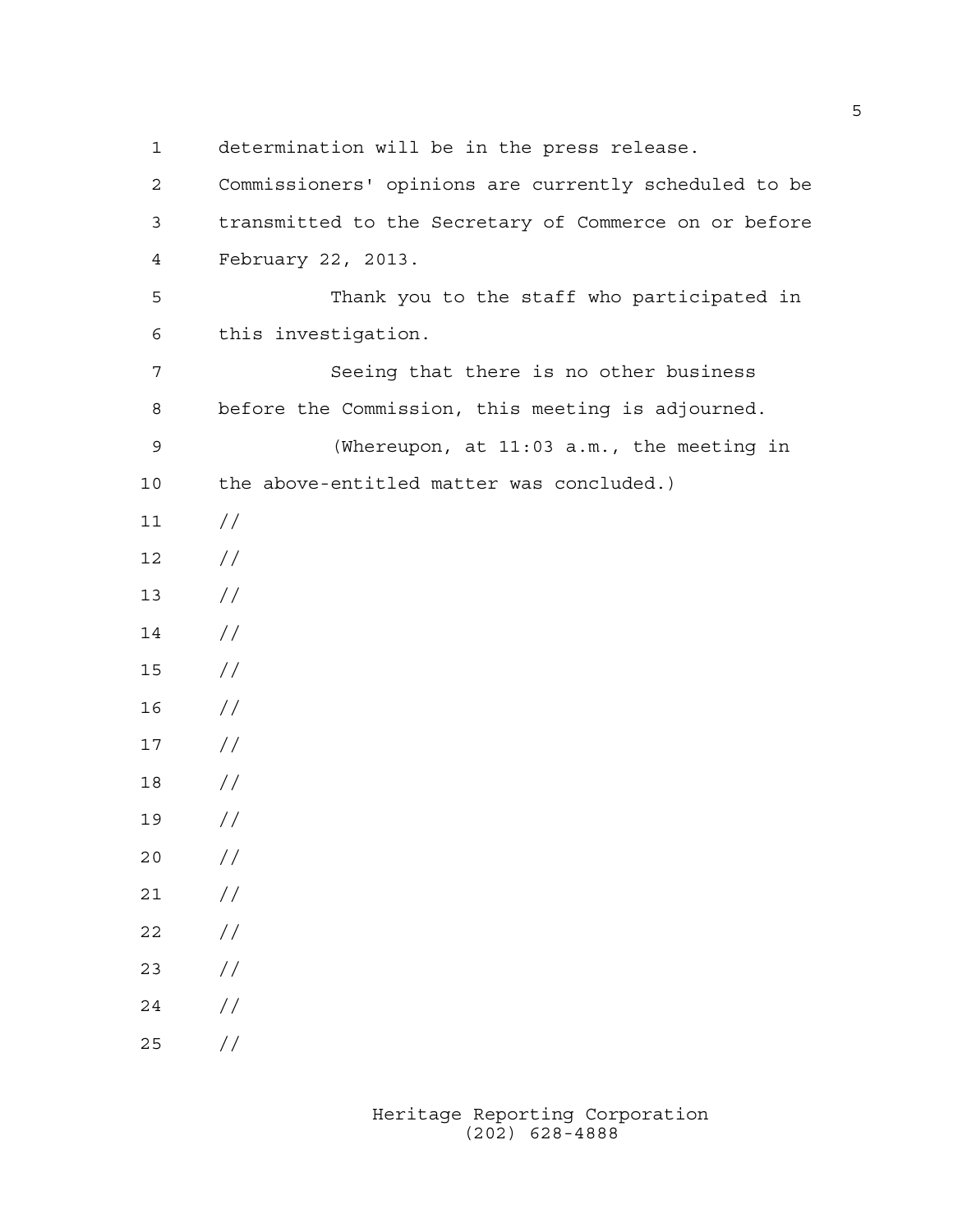determination will be in the press release. Commissioners' opinions are currently scheduled to be transmitted to the Secretary of Commerce on or before February 22, 2013.

Thank you to the staff who participated in this investigation.

Seeing that there is no other business before the Commission, this meeting is adjourned.

(Whereupon, at 11:03 a.m., the meeting in the above-entitled matter was concluded.)

//

//

//

//

//

//

//

//

//

//

//

//

//

//

//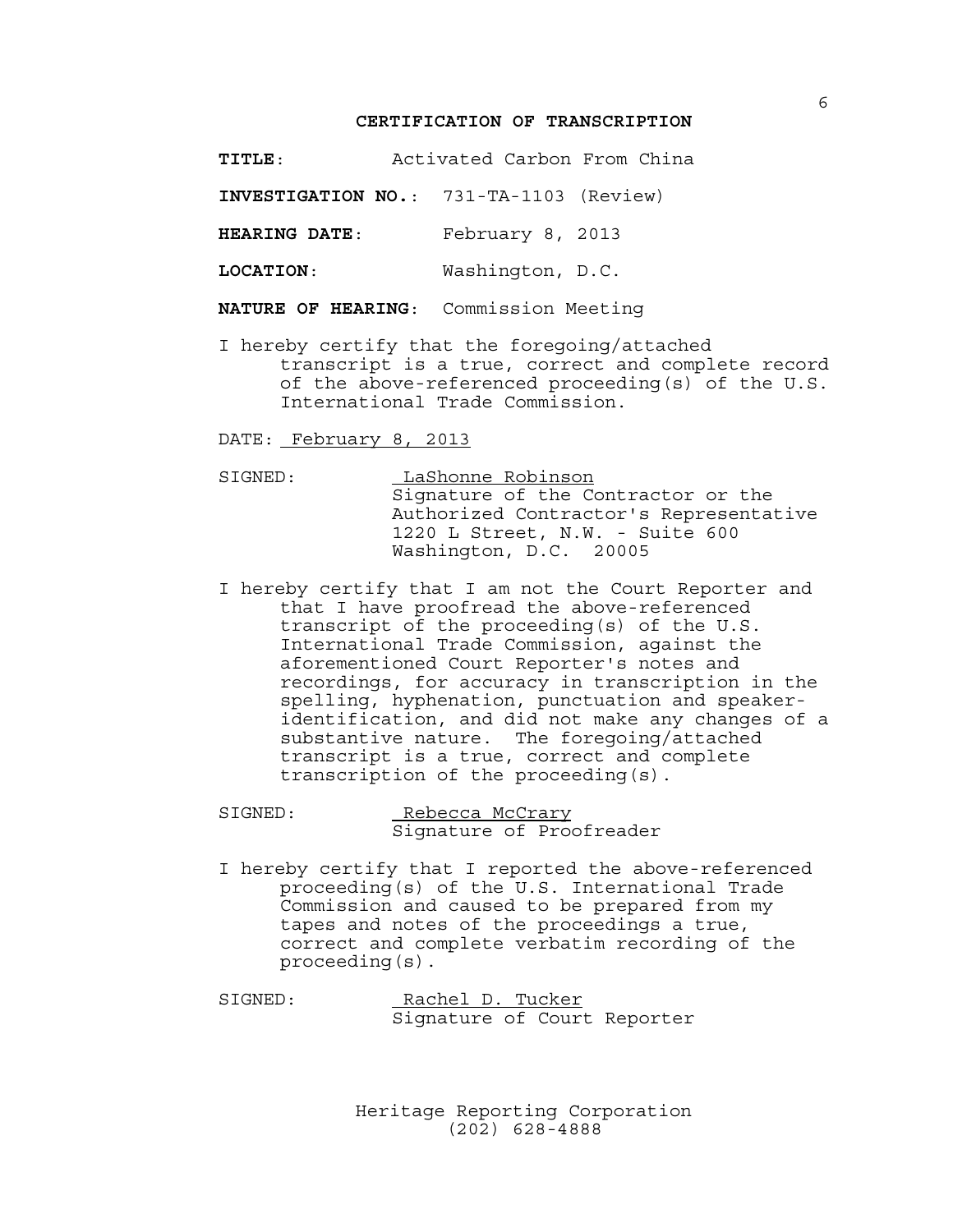**CERTIFICATION OF TRANSCRIPTION**

**TITLE**: Activated Carbon From China

**INVESTIGATION NO.**: 731-TA-1103 (Review)

**HEARING DATE**: February 8, 2013

**LOCATION**: Washington, D.C.

**NATURE OF HEARING**: Commission Meeting

I hereby certify that the foregoing/attached transcript is a true, correct and complete record of the above-referenced proceeding(s) of the U.S. International Trade Commission.

DATE: February 8, 2013

SIGNED: LaShonne Robinson
Signature of the Contractor or the Authorized Contractor's Representative
1220 L Street, N.W. - Suite 600
Washington, D.C. 20005

I hereby certify that I am not the Court Reporter and that I have proofread the above-referenced transcript of the proceeding(s) of the U.S. International Trade Commission, against the aforementioned Court Reporter's notes and recordings, for accuracy in transcription in the spelling, hyphenation, punctuation and speaker-identification, and did not make any changes of a substantive nature. The foregoing/attached transcript is a true, correct and complete transcription of the proceeding(s).

SIGNED: Rebecca McCrary
Signature of Proofreader

I hereby certify that I reported the above-referenced proceeding(s) of the U.S. International Trade Commission and caused to be prepared from my tapes and notes of the proceedings a true, correct and complete verbatim recording of the proceeding(s).

SIGNED: Rachel D. Tucker
Signature of Court Reporter